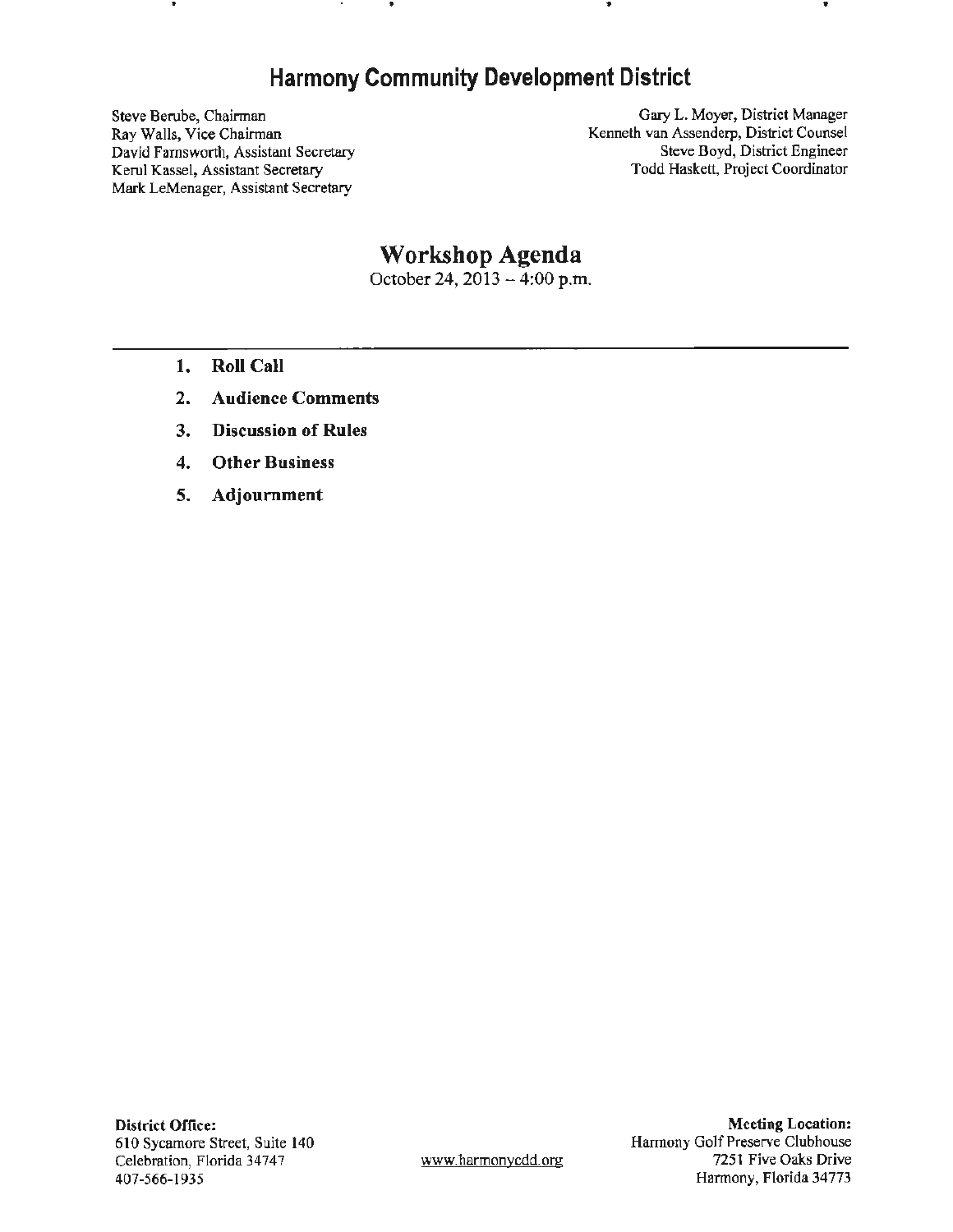# Harmony Community Development District

Steve Berube, Chairman
Ray Walls, Vice Chairman
David Farnsworth, Assistant Secretary
Kerul Kassel, Assistant Secretary
Mark LeMenager, Assistant Secretary

Gary L. Moyer, District Manager
Kenneth van Assenderp, District Counsel
Steve Boyd, District Engineer
Todd Haskett, Project Coordinator

## Workshop Agenda

October 24, 2013 – 4:00 p.m.

---

1. **Roll Call**
2. **Audience Comments**
3. **Discussion of Rules**
4. **Other Business**
5. **Adjournment**

**District Office:**
610 Sycamore Street, Suite 140
Celebration, Florida 34747
407-566-1935

www.harmonycdd.org

**Meeting Location:**
Harmony Golf Preserve Clubhouse
7251 Five Oaks Drive
Harmony, Florida 34773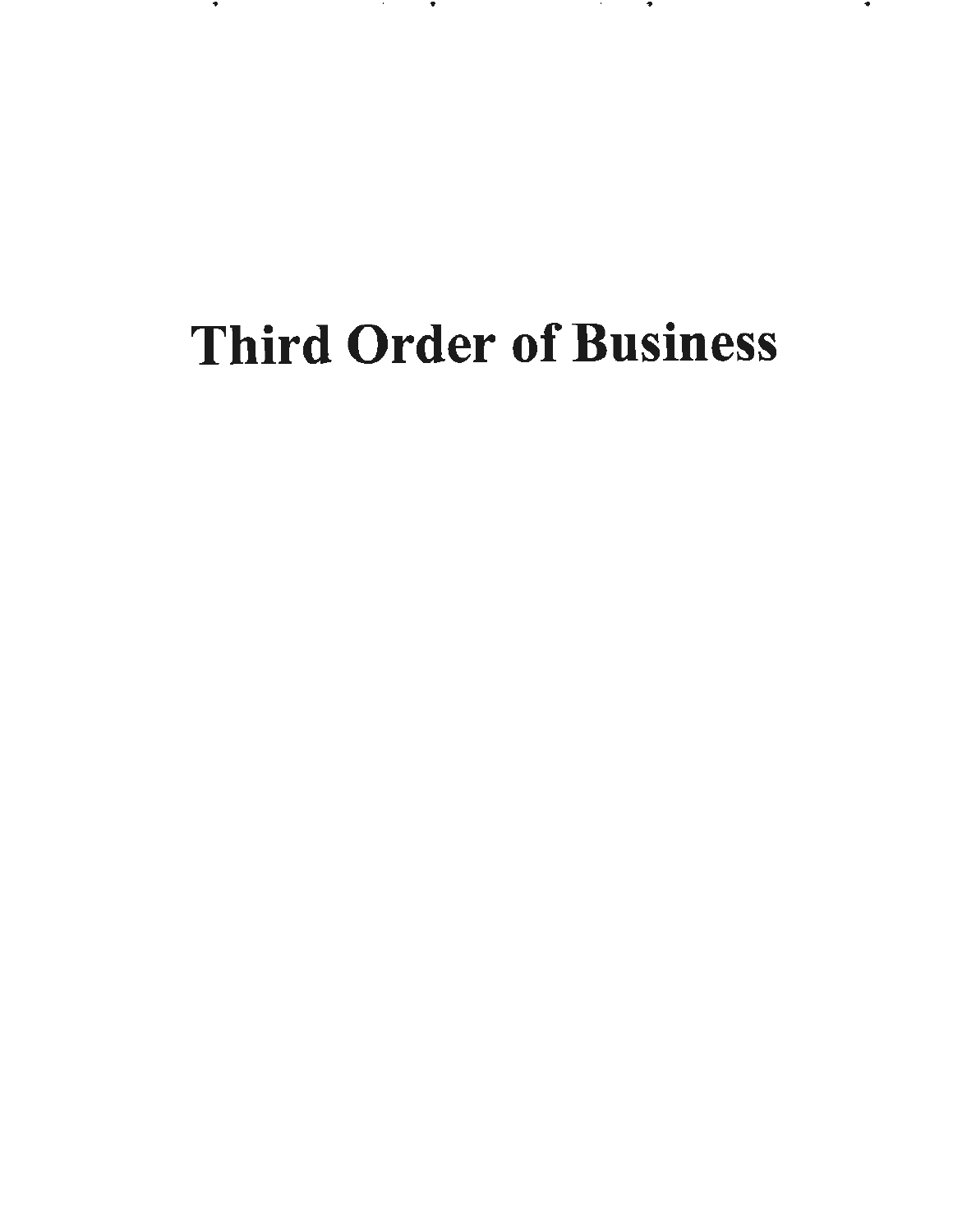# Third Order of Business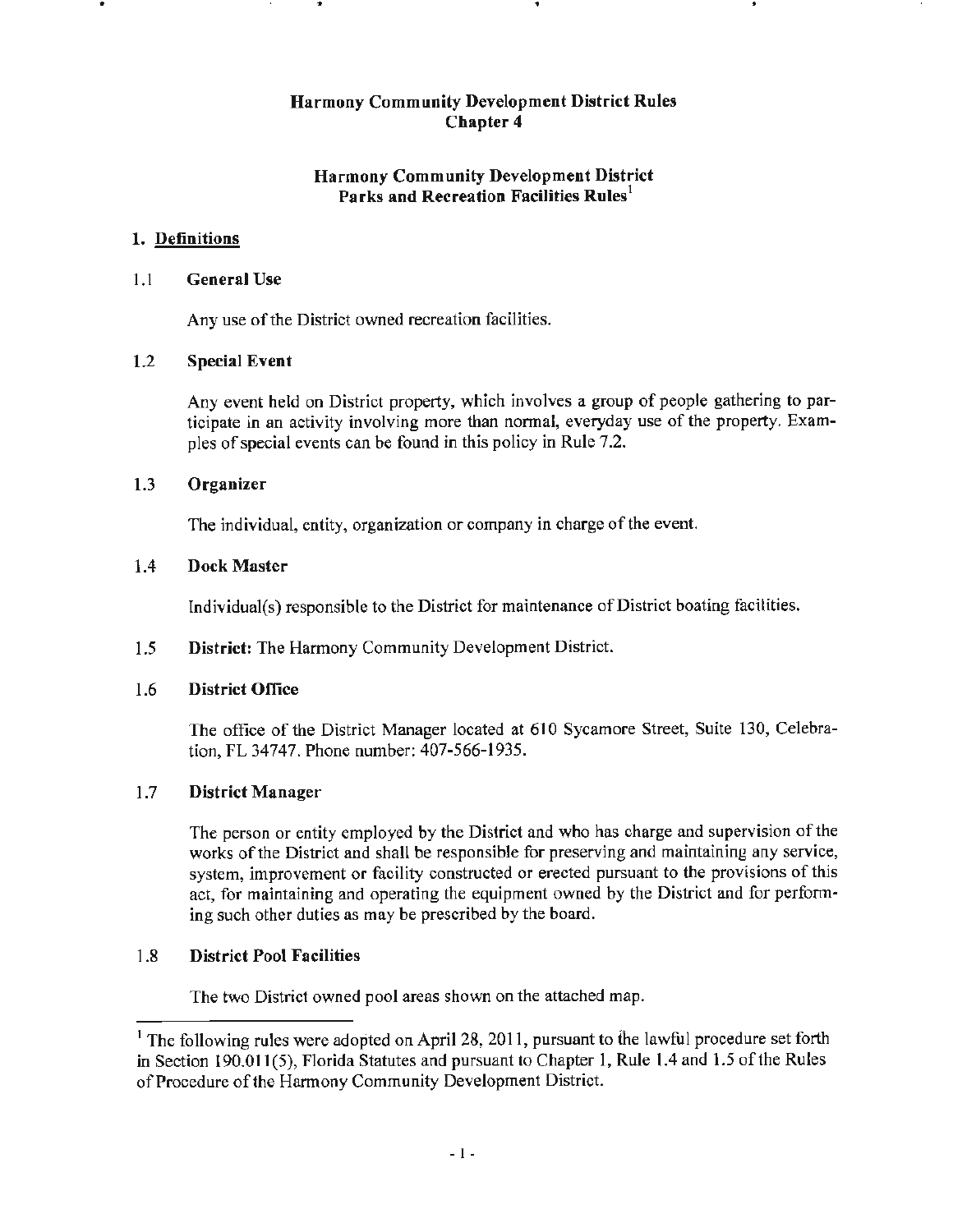# Harmony Community Development District Rules
## Chapter 4

## Harmony Community Development District
## Parks and Recreation Facilities Rules[1]

### 1. Definitions

**1.1 General Use**

Any use of the District owned recreation facilities.

**1.2 Special Event**

Any event held on District property, which involves a group of people gathering to participate in an activity involving more than normal, everyday use of the property. Examples of special events can be found in this policy in Rule 7.2.

**1.3 Organizer**

The individual, entity, organization or company in charge of the event.

**1.4 Dock Master**

Individual(s) responsible to the District for maintenance of District boating facilities.

**1.5 District:** The Harmony Community Development District.

**1.6 District Office**

The office of the District Manager located at 610 Sycamore Street, Suite 130, Celebration, FL 34747. Phone number: 407-566-1935.

**1.7 District Manager**

The person or entity employed by the District and who has charge and supervision of the works of the District and shall be responsible for preserving and maintaining any service, system, improvement or facility constructed or erected pursuant to the provisions of this act, for maintaining and operating the equipment owned by the District and for performing such other duties as may be prescribed by the board.

**1.8 District Pool Facilities**

The two District owned pool areas shown on the attached map.

---

[1] The following rules were adopted on April 28, 2011, pursuant to the lawful procedure set forth in Section 190.011(5), Florida Statutes and pursuant to Chapter 1, Rule 1.4 and 1.5 of the Rules of Procedure of the Harmony Community Development District.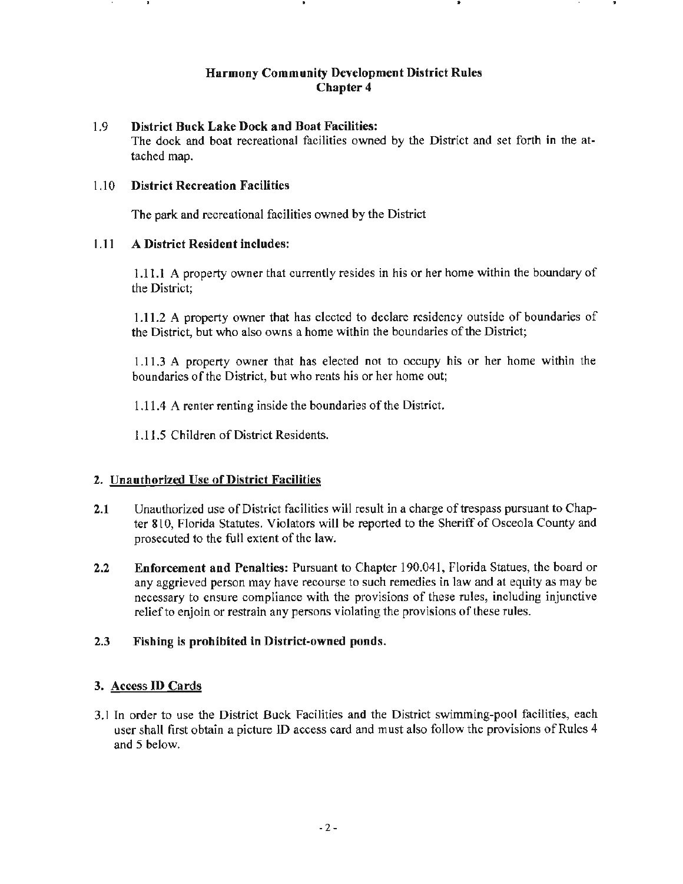# Harmony Community Development District Rules
## Chapter 4

**1.9 District Buck Lake Dock and Boat Facilities:**
The dock and boat recreational facilities owned by the District and set forth in the attached map.

**1.10 District Recreation Facilities**

The park and recreational facilities owned by the District

**1.11 A District Resident includes:**

1.11.1 A property owner that currently resides in his or her home within the boundary of the District;

1.11.2 A property owner that has elected to declare residency outside of boundaries of the District, but who also owns a home within the boundaries of the District;

1.11.3 A property owner that has elected not to occupy his or her home within the boundaries of the District, but who rents his or her home out;

1.11.4 A renter renting inside the boundaries of the District.

1.11.5 Children of District Residents.

## 2. Unauthorized Use of District Facilities

**2.1** Unauthorized use of District facilities will result in a charge of trespass pursuant to Chapter 810, Florida Statutes. Violators will be reported to the Sheriff of Osceola County and prosecuted to the full extent of the law.

**2.2** **Enforcement and Penalties:** Pursuant to Chapter 190.041, Florida Statues, the board or any aggrieved person may have recourse to such remedies in law and at equity as may be necessary to ensure compliance with the provisions of these rules, including injunctive relief to enjoin or restrain any persons violating the provisions of these rules.

**2.3** **Fishing is prohibited in District-owned ponds.**

## 3. Access ID Cards

3.1 In order to use the District Buck Facilities and the District swimming-pool facilities, each user shall first obtain a picture ID access card and must also follow the provisions of Rules 4 and 5 below.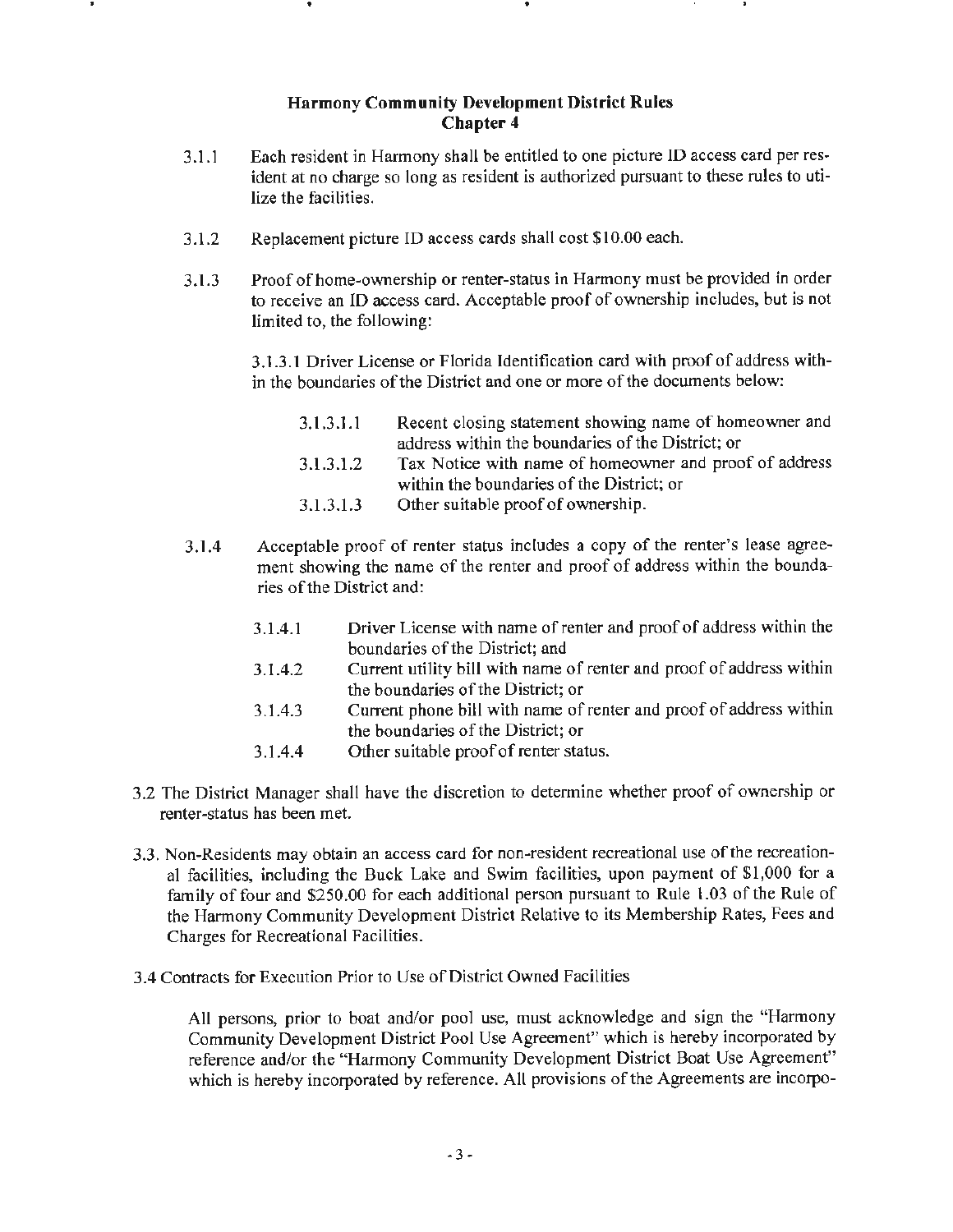## Harmony Community Development District Rules
## Chapter 4

3.1.1 Each resident in Harmony shall be entitled to one picture ID access card per resident at no charge so long as resident is authorized pursuant to these rules to utilize the facilities.

3.1.2 Replacement picture ID access cards shall cost $10.00 each.

3.1.3 Proof of home-ownership or renter-status in Harmony must be provided in order to receive an ID access card. Acceptable proof of ownership includes, but is not limited to, the following:

3.1.3.1 Driver License or Florida Identification card with proof of address within the boundaries of the District and one or more of the documents below:

- 3.1.3.1.1 Recent closing statement showing name of homeowner and address within the boundaries of the District; or
- 3.1.3.1.2 Tax Notice with name of homeowner and proof of address within the boundaries of the District; or
- 3.1.3.1.3 Other suitable proof of ownership.

3.1.4 Acceptable proof of renter status includes a copy of the renter's lease agreement showing the name of the renter and proof of address within the boundaries of the District and:

- 3.1.4.1 Driver License with name of renter and proof of address within the boundaries of the District; and
- 3.1.4.2 Current utility bill with name of renter and proof of address within the boundaries of the District; or
- 3.1.4.3 Current phone bill with name of renter and proof of address within the boundaries of the District; or
- 3.1.4.4 Other suitable proof of renter status.

3.2 The District Manager shall have the discretion to determine whether proof of ownership or renter-status has been met.

3.3. Non-Residents may obtain an access card for non-resident recreational use of the recreational facilities, including the Buck Lake and Swim facilities, upon payment of $1,000 for a family of four and $250.00 for each additional person pursuant to Rule 1.03 of the Rule of the Harmony Community Development District Relative to its Membership Rates, Fees and Charges for Recreational Facilities.

3.4 Contracts for Execution Prior to Use of District Owned Facilities

All persons, prior to boat and/or pool use, must acknowledge and sign the "Harmony Community Development District Pool Use Agreement" which is hereby incorporated by reference and/or the "Harmony Community Development District Boat Use Agreement" which is hereby incorporated by reference. All provisions of the Agreements are incorpo-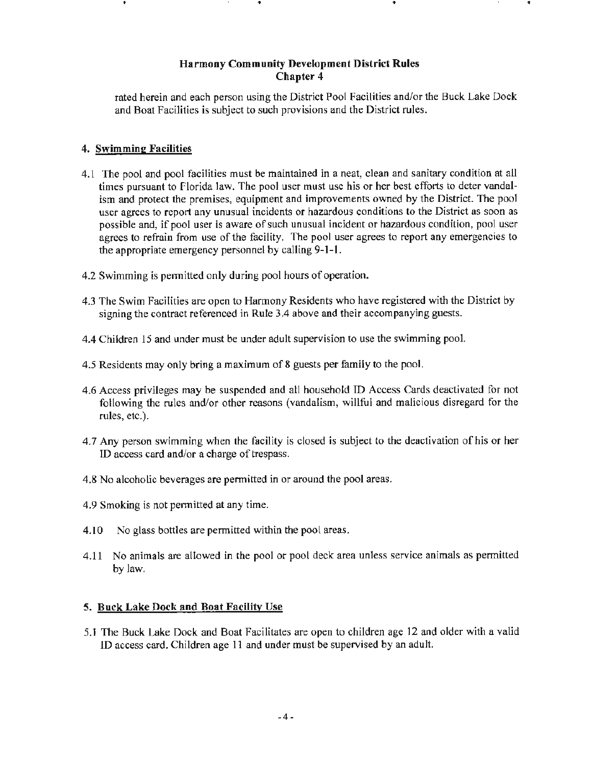rated herein and each person using the District Pool Facilities and/or the Buck Lake Dock and Boat Facilities is subject to such provisions and the District rules.

## 4. Swimming Facilities

4.1 The pool and pool facilities must be maintained in a neat, clean and sanitary condition at all times pursuant to Florida law. The pool user must use his or her best efforts to deter vandalism and protect the premises, equipment and improvements owned by the District. The pool user agrees to report any unusual incidents or hazardous conditions to the District as soon as possible and, if pool user is aware of such unusual incident or hazardous condition, pool user agrees to refrain from use of the facility. The pool user agrees to report any emergencies to the appropriate emergency personnel by calling 9-1-1.

4.2 Swimming is permitted only during pool hours of operation.

4.3 The Swim Facilities are open to Harmony Residents who have registered with the District by signing the contract referenced in Rule 3.4 above and their accompanying guests.

4.4 Children 15 and under must be under adult supervision to use the swimming pool.

4.5 Residents may only bring a maximum of 8 guests per family to the pool.

4.6 Access privileges may be suspended and all household ID Access Cards deactivated for not following the rules and/or other reasons (vandalism, willful and malicious disregard for the rules, etc.).

4.7 Any person swimming when the facility is closed is subject to the deactivation of his or her ID access card and/or a charge of trespass.

4.8 No alcoholic beverages are permitted in or around the pool areas.

4.9 Smoking is not permitted at any time.

4.10 No glass bottles are permitted within the pool areas.

4.11 No animals are allowed in the pool or pool deck area unless service animals as permitted by law.

## 5. Buck Lake Dock and Boat Facility Use

5.1 The Buck Lake Dock and Boat Facilitates are open to children age 12 and older with a valid ID access card. Children age 11 and under must be supervised by an adult.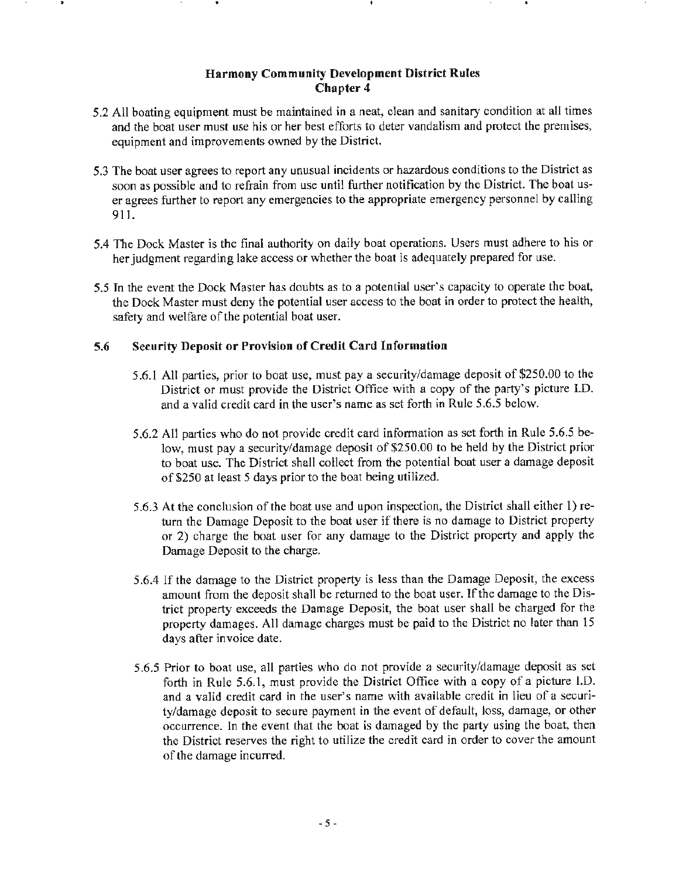## Harmony Community Development District Rules
## Chapter 4

5.2 All boating equipment must be maintained in a neat, clean and sanitary condition at all times and the boat user must use his or her best efforts to deter vandalism and protect the premises, equipment and improvements owned by the District.

5.3 The boat user agrees to report any unusual incidents or hazardous conditions to the District as soon as possible and to refrain from use until further notification by the District. The boat user agrees further to report any emergencies to the appropriate emergency personnel by calling 911.

5.4 The Dock Master is the final authority on daily boat operations. Users must adhere to his or her judgment regarding lake access or whether the boat is adequately prepared for use.

5.5 In the event the Dock Master has doubts as to a potential user's capacity to operate the boat, the Dock Master must deny the potential user access to the boat in order to protect the health, safety and welfare of the potential boat user.

### 5.6 Security Deposit or Provision of Credit Card Information

5.6.1 All parties, prior to boat use, must pay a security/damage deposit of $250.00 to the District or must provide the District Office with a copy of the party's picture I.D. and a valid credit card in the user's name as set forth in Rule 5.6.5 below.

5.6.2 All parties who do not provide credit card information as set forth in Rule 5.6.5 below, must pay a security/damage deposit of $250.00 to be held by the District prior to boat use. The District shall collect from the potential boat user a damage deposit of $250 at least 5 days prior to the boat being utilized.

5.6.3 At the conclusion of the boat use and upon inspection, the District shall either 1) return the Damage Deposit to the boat user if there is no damage to District property or 2) charge the boat user for any damage to the District property and apply the Damage Deposit to the charge.

5.6.4 If the damage to the District property is less than the Damage Deposit, the excess amount from the deposit shall be returned to the boat user. If the damage to the District property exceeds the Damage Deposit, the boat user shall be charged for the property damages. All damage charges must be paid to the District no later than 15 days after invoice date.

5.6.5 Prior to boat use, all parties who do not provide a security/damage deposit as set forth in Rule 5.6.1, must provide the District Office with a copy of a picture I.D. and a valid credit card in the user's name with available credit in lieu of a security/damage deposit to secure payment in the event of default, loss, damage, or other occurrence. In the event that the boat is damaged by the party using the boat, then the District reserves the right to utilize the credit card in order to cover the amount of the damage incurred.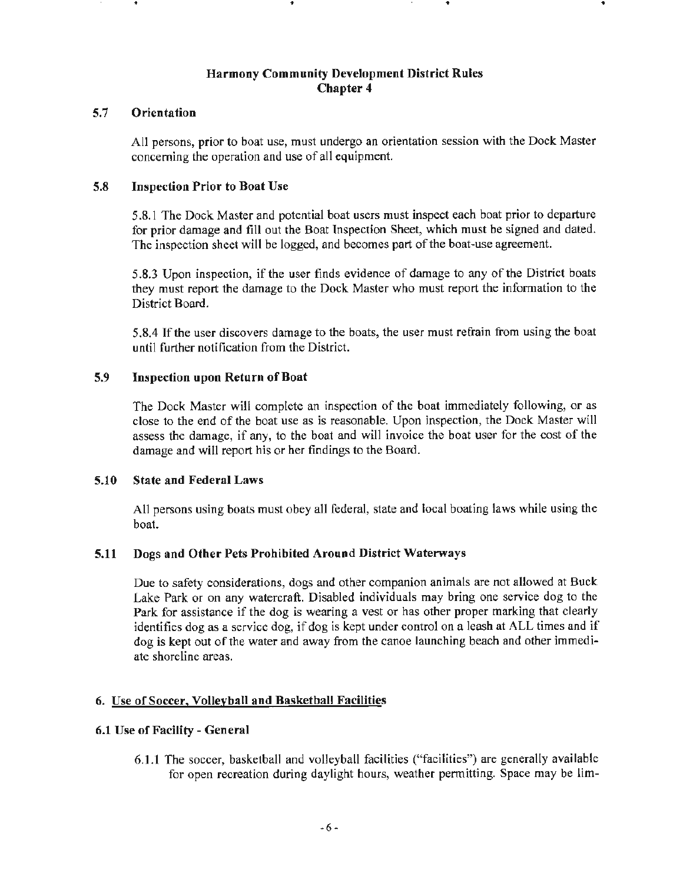# Harmony Community Development District Rules
# Chapter 4

### 5.7 Orientation

All persons, prior to boat use, must undergo an orientation session with the Dock Master concerning the operation and use of all equipment.

### 5.8 Inspection Prior to Boat Use

5.8.1 The Dock Master and potential boat users must inspect each boat prior to departure for prior damage and fill out the Boat Inspection Sheet, which must be signed and dated. The inspection sheet will be logged, and becomes part of the boat-use agreement.

5.8.3 Upon inspection, if the user finds evidence of damage to any of the District boats they must report the damage to the Dock Master who must report the information to the District Board.

5.8.4 If the user discovers damage to the boats, the user must refrain from using the boat until further notification from the District.

### 5.9 Inspection upon Return of Boat

The Dock Master will complete an inspection of the boat immediately following, or as close to the end of the boat use as is reasonable. Upon inspection, the Dock Master will assess the damage, if any, to the boat and will invoice the boat user for the cost of the damage and will report his or her findings to the Board.

### 5.10 State and Federal Laws

All persons using boats must obey all federal, state and local boating laws while using the boat.

### 5.11 Dogs and Other Pets Prohibited Around District Waterways

Due to safety considerations, dogs and other companion animals are not allowed at Buck Lake Park or on any watercraft. Disabled individuals may bring one service dog to the Park for assistance if the dog is wearing a vest or has other proper marking that clearly identifies dog as a service dog, if dog is kept under control on a leash at ALL times and if dog is kept out of the water and away from the canoe launching beach and other immediate shoreline areas.

## 6. Use of Soccer, Volleyball and Basketball Facilities

### 6.1 Use of Facility - General

6.1.1 The soccer, basketball and volleyball facilities ("facilities") are generally available for open recreation during daylight hours, weather permitting. Space may be lim-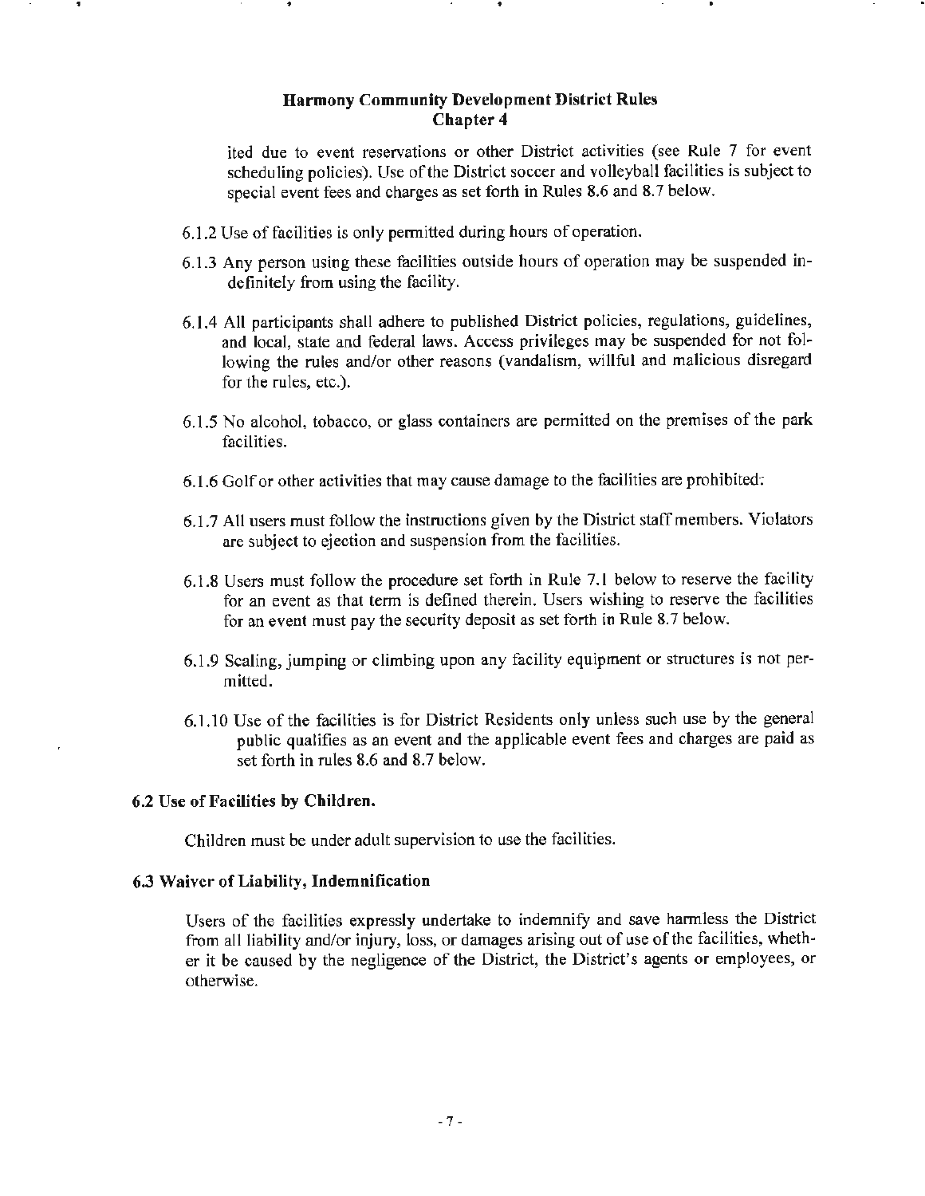ited due to event reservations or other District activities (see Rule 7 for event scheduling policies). Use of the District soccer and volleyball facilities is subject to special event fees and charges as set forth in Rules 8.6 and 8.7 below.

6.1.2 Use of facilities is only permitted during hours of operation.

6.1.3 Any person using these facilities outside hours of operation may be suspended indefinitely from using the facility.

6.1.4 All participants shall adhere to published District policies, regulations, guidelines, and local, state and federal laws. Access privileges may be suspended for not following the rules and/or other reasons (vandalism, willful and malicious disregard for the rules, etc.).

6.1.5 No alcohol, tobacco, or glass containers are permitted on the premises of the park facilities.

6.1.6 Golf or other activities that may cause damage to the facilities are prohibited.

6.1.7 All users must follow the instructions given by the District staff members. Violators are subject to ejection and suspension from the facilities.

6.1.8 Users must follow the procedure set forth in Rule 7.1 below to reserve the facility for an event as that term is defined therein. Users wishing to reserve the facilities for an event must pay the security deposit as set forth in Rule 8.7 below.

6.1.9 Scaling, jumping or climbing upon any facility equipment or structures is not permitted.

6.1.10 Use of the facilities is for District Residents only unless such use by the general public qualifies as an event and the applicable event fees and charges are paid as set forth in rules 8.6 and 8.7 below.

**6.2 Use of Facilities by Children.**

Children must be under adult supervision to use the facilities.

**6.3 Waiver of Liability, Indemnification**

Users of the facilities expressly undertake to indemnify and save harmless the District from all liability and/or injury, loss, or damages arising out of use of the facilities, whether it be caused by the negligence of the District, the District's agents or employees, or otherwise.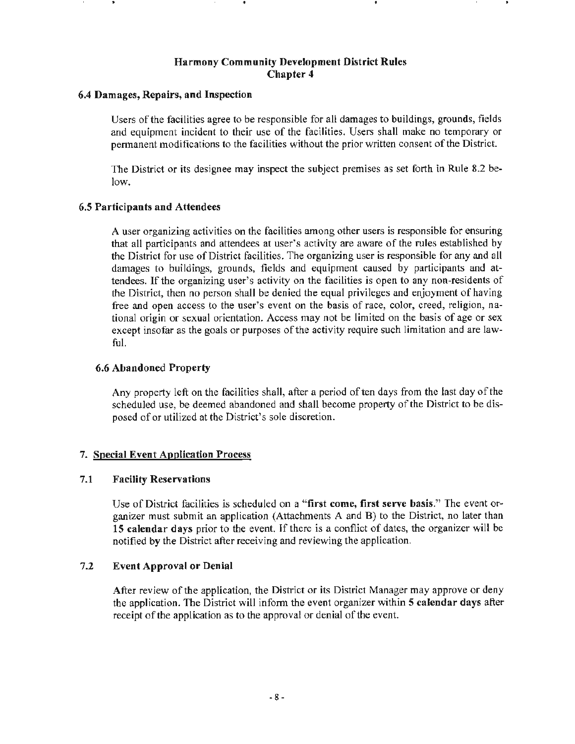# Harmony Community Development District Rules
## Chapter 4

### 6.4 Damages, Repairs, and Inspection

Users of the facilities agree to be responsible for all damages to buildings, grounds, fields and equipment incident to their use of the facilities. Users shall make no temporary or permanent modifications to the facilities without the prior written consent of the District.

The District or its designee may inspect the subject premises as set forth in Rule 8.2 below.

### 6.5 Participants and Attendees

A user organizing activities on the facilities among other users is responsible for ensuring that all participants and attendees at user's activity are aware of the rules established by the District for use of District facilities. The organizing user is responsible for any and all damages to buildings, grounds, fields and equipment caused by participants and attendees. If the organizing user's activity on the facilities is open to any non-residents of the District, then no person shall be denied the equal privileges and enjoyment of having free and open access to the user's event on the basis of race, color, creed, religion, national origin or sexual orientation. Access may not be limited on the basis of age or sex except insofar as the goals or purposes of the activity require such limitation and are lawful.

### 6.6 Abandoned Property

Any property left on the facilities shall, after a period of ten days from the last day of the scheduled use, be deemed abandoned and shall become property of the District to be disposed of or utilized at the District's sole discretion.

## 7. Special Event Application Process

### 7.1 Facility Reservations

Use of District facilities is scheduled on a "**first come, first serve basis**." The event organizer must submit an application (Attachments A and B) to the District, no later than **15 calendar days** prior to the event. If there is a conflict of dates, the organizer will be notified by the District after receiving and reviewing the application.

### 7.2 Event Approval or Denial

After review of the application, the District or its District Manager may approve or deny the application. The District will inform the event organizer within **5 calendar days** after receipt of the application as to the approval or denial of the event.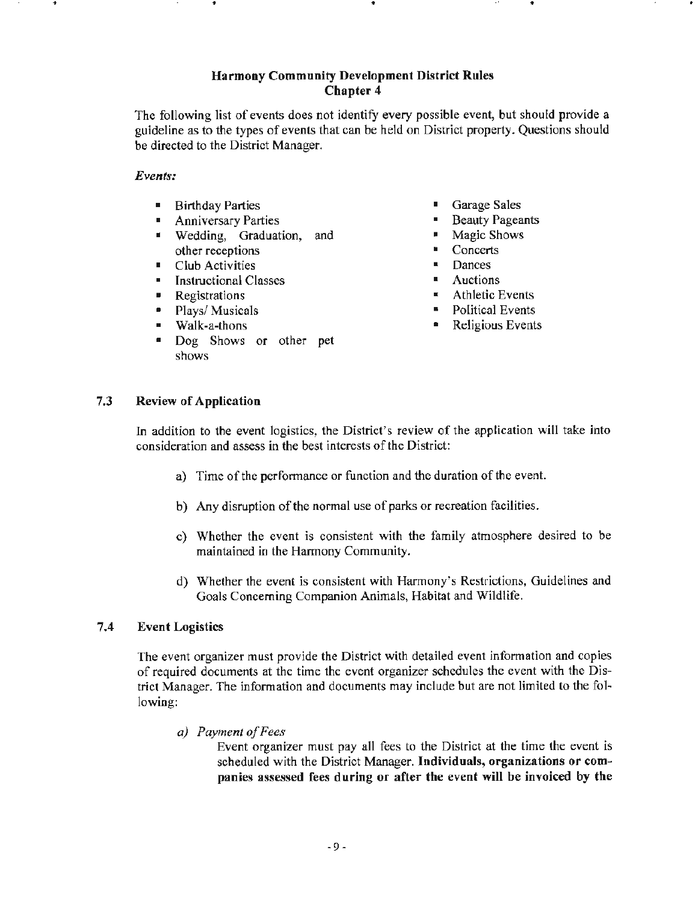## Harmony Community Development District Rules
## Chapter 4

The following list of events does not identify every possible event, but should provide a guideline as to the types of events that can be held on District property. Questions should be directed to the District Manager.

***Events:***

- Birthday Parties
- Anniversary Parties
- Wedding, Graduation, and other receptions
- Club Activities
- Instructional Classes
- Registrations
- Plays/ Musicals
- Walk-a-thons
- Dog Shows or other pet shows
- Garage Sales
- Beauty Pageants
- Magic Shows
- Concerts
- Dances
- Auctions
- Athletic Events
- Political Events
- Religious Events

### 7.3 Review of Application

In addition to the event logistics, the District's review of the application will take into consideration and assess in the best interests of the District:

a) Time of the performance or function and the duration of the event.

b) Any disruption of the normal use of parks or recreation facilities.

c) Whether the event is consistent with the family atmosphere desired to be maintained in the Harmony Community.

d) Whether the event is consistent with Harmony's Restrictions, Guidelines and Goals Concerning Companion Animals, Habitat and Wildlife.

### 7.4 Event Logistics

The event organizer must provide the District with detailed event information and copies of required documents at the time the event organizer schedules the event with the District Manager. The information and documents may include but are not limited to the following:

a) *Payment of Fees*

Event organizer must pay all fees to the District at the time the event is scheduled with the District Manager. **Individuals, organizations or companies assessed fees during or after the event will be invoiced by the**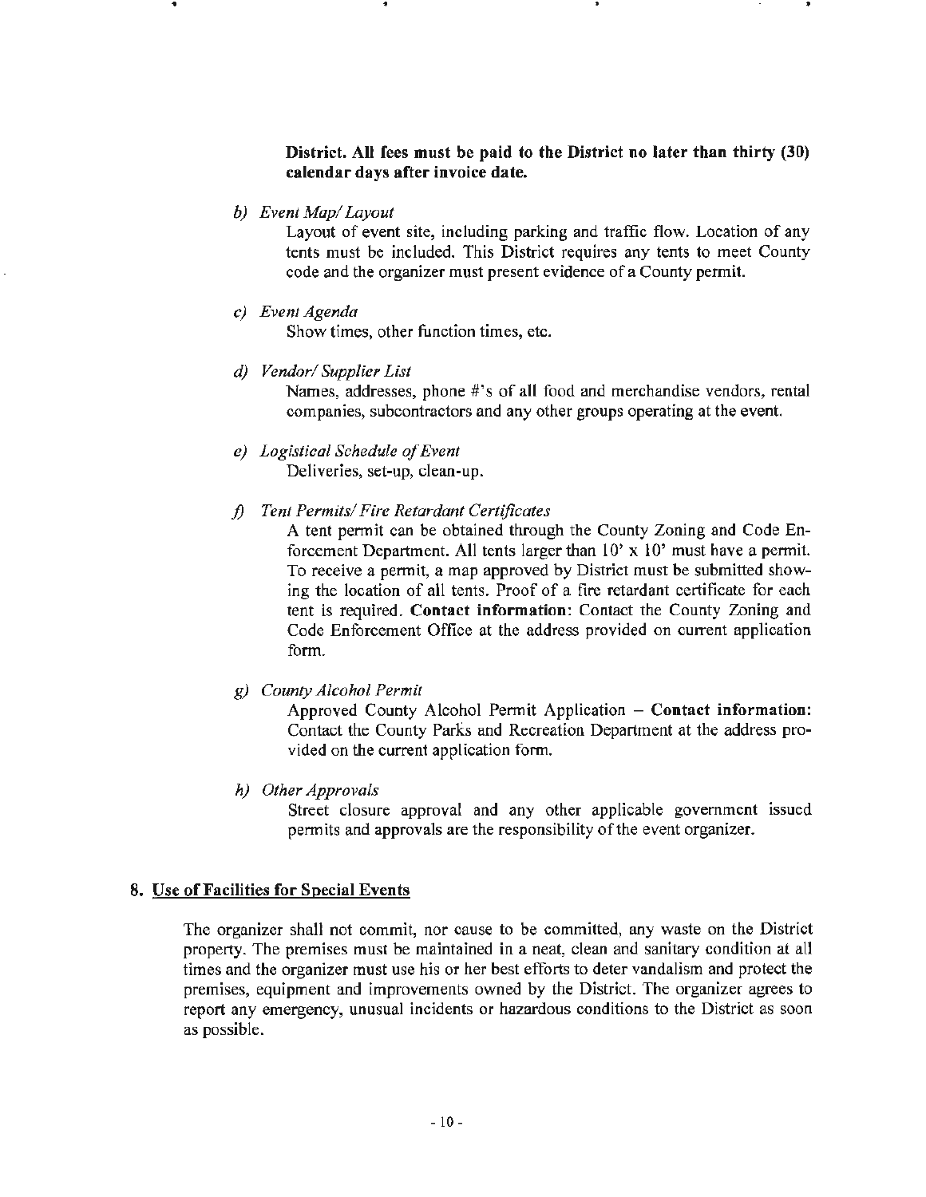**District. All fees must be paid to the District no later than thirty (30) calendar days after invoice date.**

b) *Event Map/ Layout*

Layout of event site, including parking and traffic flow. Location of any tents must be included. This District requires any tents to meet County code and the organizer must present evidence of a County permit.

c) *Event Agenda*

Show times, other function times, etc.

d) *Vendor/ Supplier List*

Names, addresses, phone #'s of all food and merchandise vendors, rental companies, subcontractors and any other groups operating at the event.

e) *Logistical Schedule of Event*

Deliveries, set-up, clean-up.

f) *Tent Permits/ Fire Retardant Certificates*

A tent permit can be obtained through the County Zoning and Code Enforcement Department. All tents larger than 10' x 10' must have a permit. To receive a permit, a map approved by District must be submitted showing the location of all tents. Proof of a fire retardant certificate for each tent is required. **Contact information**: Contact the County Zoning and Code Enforcement Office at the address provided on current application form.

g) *County Alcohol Permit*

Approved County Alcohol Permit Application – **Contact information:** Contact the County Parks and Recreation Department at the address provided on the current application form.

h) *Other Approvals*

Street closure approval and any other applicable government issued permits and approvals are the responsibility of the event organizer.

**8. <u>Use of Facilities for Special Events</u>**

The organizer shall not commit, nor cause to be committed, any waste on the District property. The premises must be maintained in a neat, clean and sanitary condition at all times and the organizer must use his or her best efforts to deter vandalism and protect the premises, equipment and improvements owned by the District. The organizer agrees to report any emergency, unusual incidents or hazardous conditions to the District as soon as possible.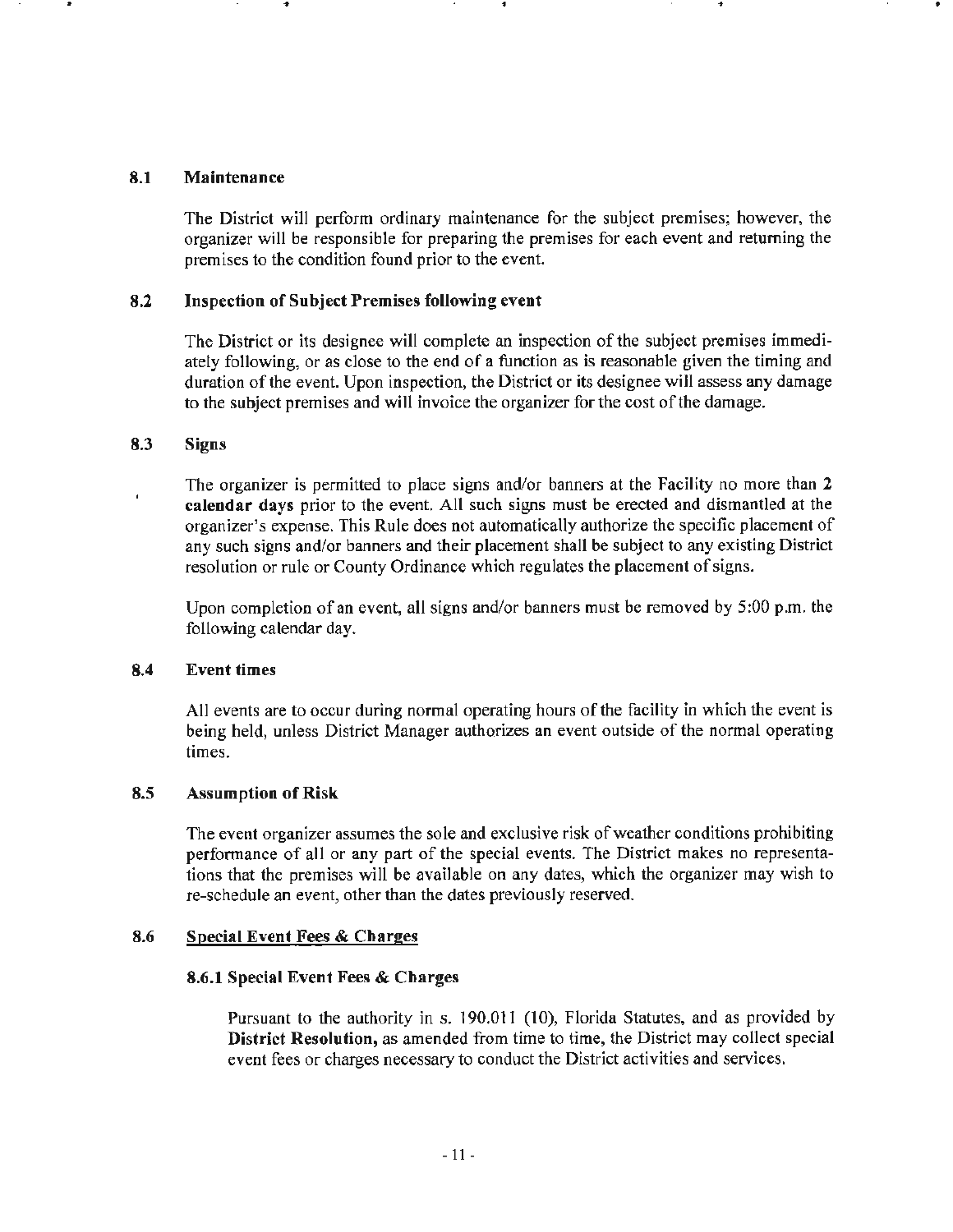### 8.1 Maintenance

The District will perform ordinary maintenance for the subject premises; however, the organizer will be responsible for preparing the premises for each event and returning the premises to the condition found prior to the event.

### 8.2 Inspection of Subject Premises following event

The District or its designee will complete an inspection of the subject premises immediately following, or as close to the end of a function as is reasonable given the timing and duration of the event. Upon inspection, the District or its designee will assess any damage to the subject premises and will invoice the organizer for the cost of the damage.

### 8.3 Signs

The organizer is permitted to place signs and/or banners at the Facility no more than **2 calendar days** prior to the event. All such signs must be erected and dismantled at the organizer's expense. This Rule does not automatically authorize the specific placement of any such signs and/or banners and their placement shall be subject to any existing District resolution or rule or County Ordinance which regulates the placement of signs.

Upon completion of an event, all signs and/or banners must be removed by 5:00 p.m. the following calendar day.

### 8.4 Event times

All events are to occur during normal operating hours of the facility in which the event is being held, unless District Manager authorizes an event outside of the normal operating times.

### 8.5 Assumption of Risk

The event organizer assumes the sole and exclusive risk of weather conditions prohibiting performance of all or any part of the special events. The District makes no representations that the premises will be available on any dates, which the organizer may wish to re-schedule an event, other than the dates previously reserved.

### 8.6 <u>Special Event Fees & Charges</u>

#### 8.6.1 Special Event Fees & Charges

Pursuant to the authority in s. 190.011 (10), Florida Statutes, and as provided by **District Resolution,** as amended from time to time, the District may collect special event fees or charges necessary to conduct the District activities and services.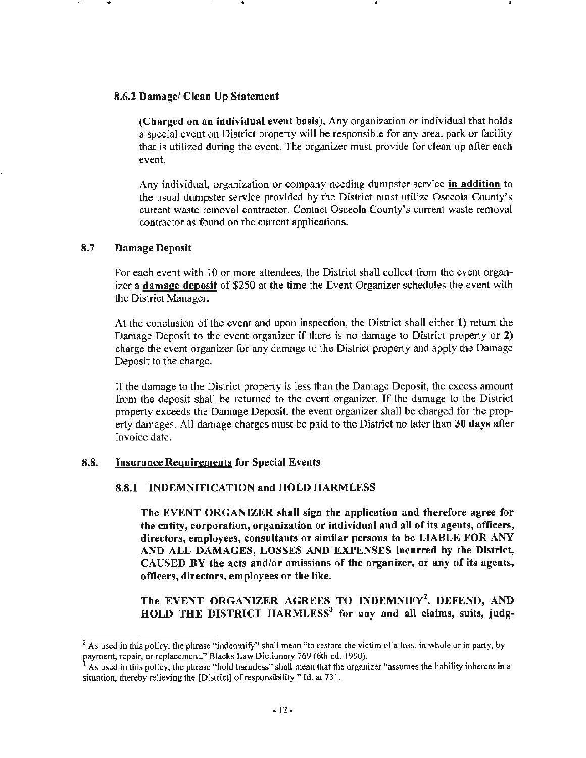### 8.6.2 Damage/ Clean Up Statement

**(Charged on an individual event basis).** Any organization or individual that holds a special event on District property will be responsible for any area, park or facility that is utilized during the event. The organizer must provide for clean up after each event.

Any individual, organization or company needing dumpster service **in addition** to the usual dumpster service provided by the District must utilize Osceola County's current waste removal contractor. Contact Osceola County's current waste removal contractor as found on the current applications.

## 8.7 Damage Deposit

For each event with 10 or more attendees, the District shall collect from the event organizer a **damage deposit** of $250 at the time the Event Organizer schedules the event with the District Manager.

At the conclusion of the event and upon inspection, the District shall either **1)** return the Damage Deposit to the event organizer if there is no damage to District property or **2)** charge the event organizer for any damage to the District property and apply the Damage Deposit to the charge.

If the damage to the District property is less than the Damage Deposit, the excess amount from the deposit shall be returned to the event organizer. If the damage to the District property exceeds the Damage Deposit, the event organizer shall be charged for the property damages. All damage charges must be paid to the District no later than **30 days** after invoice date.

## 8.8. Insurance Requirements for Special Events

### 8.8.1 INDEMNIFICATION and HOLD HARMLESS

**The EVENT ORGANIZER shall sign the application and therefore agree for the entity, corporation, organization or individual and all of its agents, officers, directors, employees, consultants or similar persons to be LIABLE FOR ANY AND ALL DAMAGES, LOSSES AND EXPENSES incurred by the District, CAUSED BY the acts and/or omissions of the organizer, or any of its agents, officers, directors, employees or the like.**

**The EVENT ORGANIZER AGREES TO INDEMNIFY[2], DEFEND, AND HOLD THE DISTRICT HARMLESS[3] for any and all claims, suits, judg-**

---

[2] As used in this policy, the phrase "indemnify" shall mean "to restore the victim of a loss, in whole or in party, by payment, repair, or replacement." Blacks Law Dictionary 769 (6th ed. 1990).

[3] As used in this policy, the phrase "hold harmless" shall mean that the organizer "assumes the liability inherent in a situation, thereby relieving the [District] of responsibility." Id. at 731.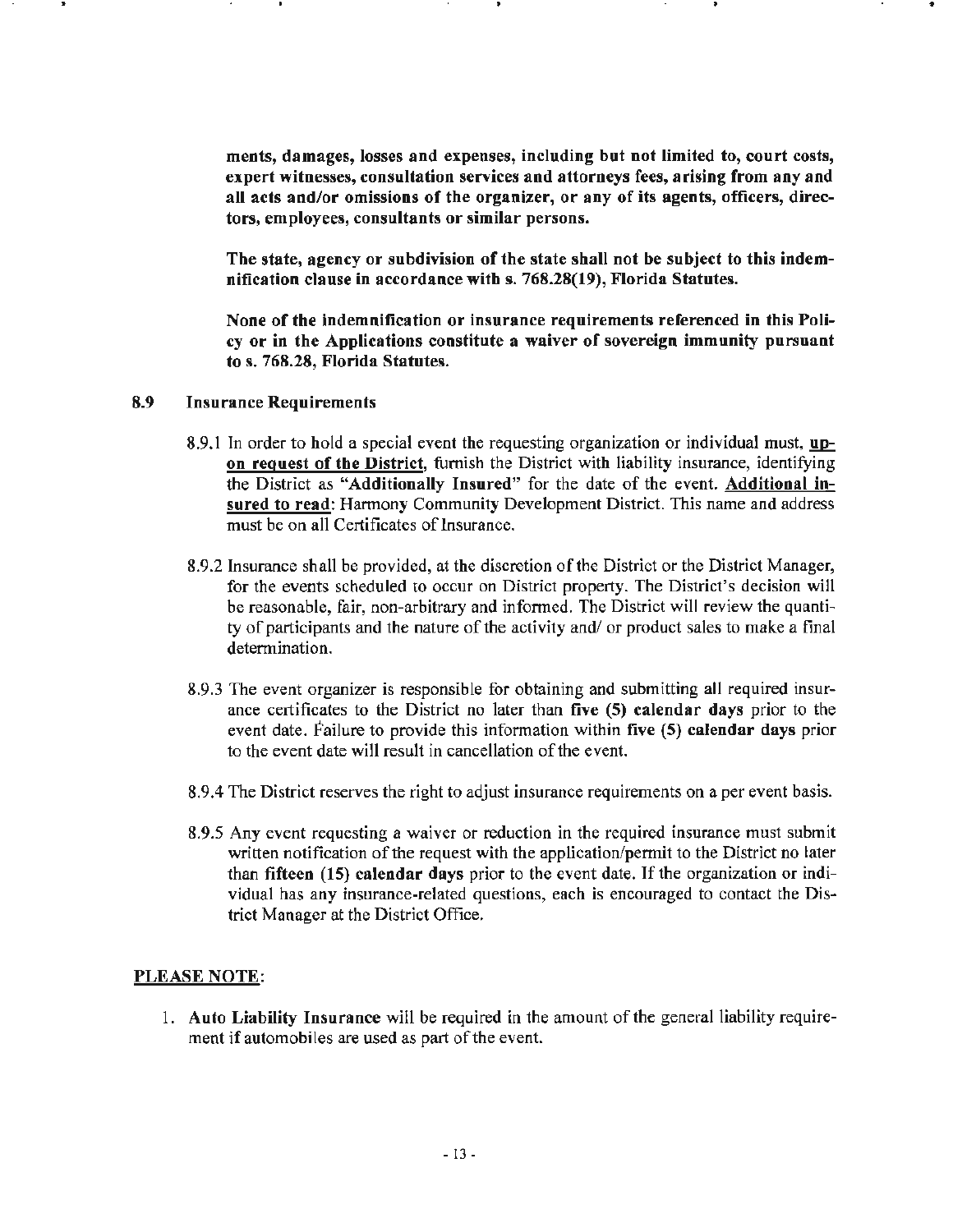**ments, damages, losses and expenses, including but not limited to, court costs, expert witnesses, consultation services and attorneys fees, arising from any and all acts and/or omissions of the organizer, or any of its agents, officers, directors, employees, consultants or similar persons.**

**The state, agency or subdivision of the state shall not be subject to this indemnification clause in accordance with s. 768.28(19), Florida Statutes.**

**None of the indemnification or insurance requirements referenced in this Policy or in the Applications constitute a waiver of sovereign immunity pursuant to s. 768.28, Florida Statutes.**

### 8.9 Insurance Requirements

8.9.1 In order to hold a special event the requesting organization or individual must, **upon request of the District**, furnish the District with liability insurance, identifying the District as "**Additionally Insured**" for the date of the event. **Additional insured to read**: Harmony Community Development District. This name and address must be on all Certificates of Insurance.

8.9.2 Insurance shall be provided, at the discretion of the District or the District Manager, for the events scheduled to occur on District property. The District's decision will be reasonable, fair, non-arbitrary and informed. The District will review the quantity of participants and the nature of the activity and/ or product sales to make a final determination.

8.9.3 The event organizer is responsible for obtaining and submitting all required insurance certificates to the District no later than **five (5) calendar days** prior to the event date. Failure to provide this information within **five (5) calendar days** prior to the event date will result in cancellation of the event.

8.9.4 The District reserves the right to adjust insurance requirements on a per event basis.

8.9.5 Any event requesting a waiver or reduction in the required insurance must submit written notification of the request with the application/permit to the District no later than **fifteen (15) calendar days** prior to the event date. If the organization or individual has any insurance-related questions, each is encouraged to contact the District Manager at the District Office.

**PLEASE NOTE**:

1. **Auto Liability Insurance** will be required in the amount of the general liability requirement if automobiles are used as part of the event.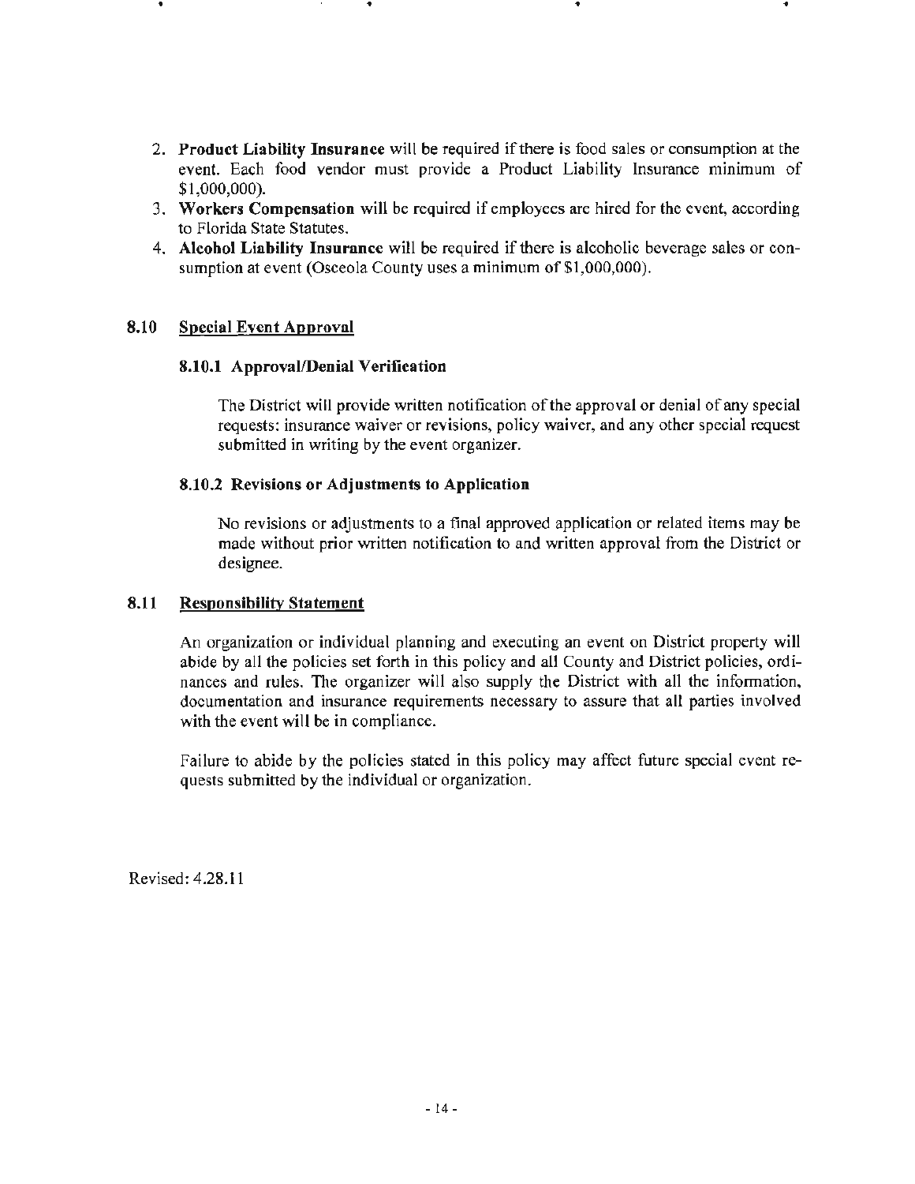2. **Product Liability Insurance** will be required if there is food sales or consumption at the event. Each food vendor must provide a Product Liability Insurance minimum of $1,000,000).
3. **Workers Compensation** will be required if employees are hired for the event, according to Florida State Statutes.
4. **Alcohol Liability Insurance** will be required if there is alcoholic beverage sales or consumption at event (Osceola County uses a minimum of $1,000,000).

## 8.10 Special Event Approval

### 8.10.1 Approval/Denial Verification

The District will provide written notification of the approval or denial of any special requests: insurance waiver or revisions, policy waiver, and any other special request submitted in writing by the event organizer.

### 8.10.2 Revisions or Adjustments to Application

No revisions or adjustments to a final approved application or related items may be made without prior written notification to and written approval from the District or designee.

## 8.11 Responsibility Statement

An organization or individual planning and executing an event on District property will abide by all the policies set forth in this policy and all County and District policies, ordinances and rules. The organizer will also supply the District with all the information, documentation and insurance requirements necessary to assure that all parties involved with the event will be in compliance.

Failure to abide by the policies stated in this policy may affect future special event requests submitted by the individual or organization.

Revised: 4.28.11